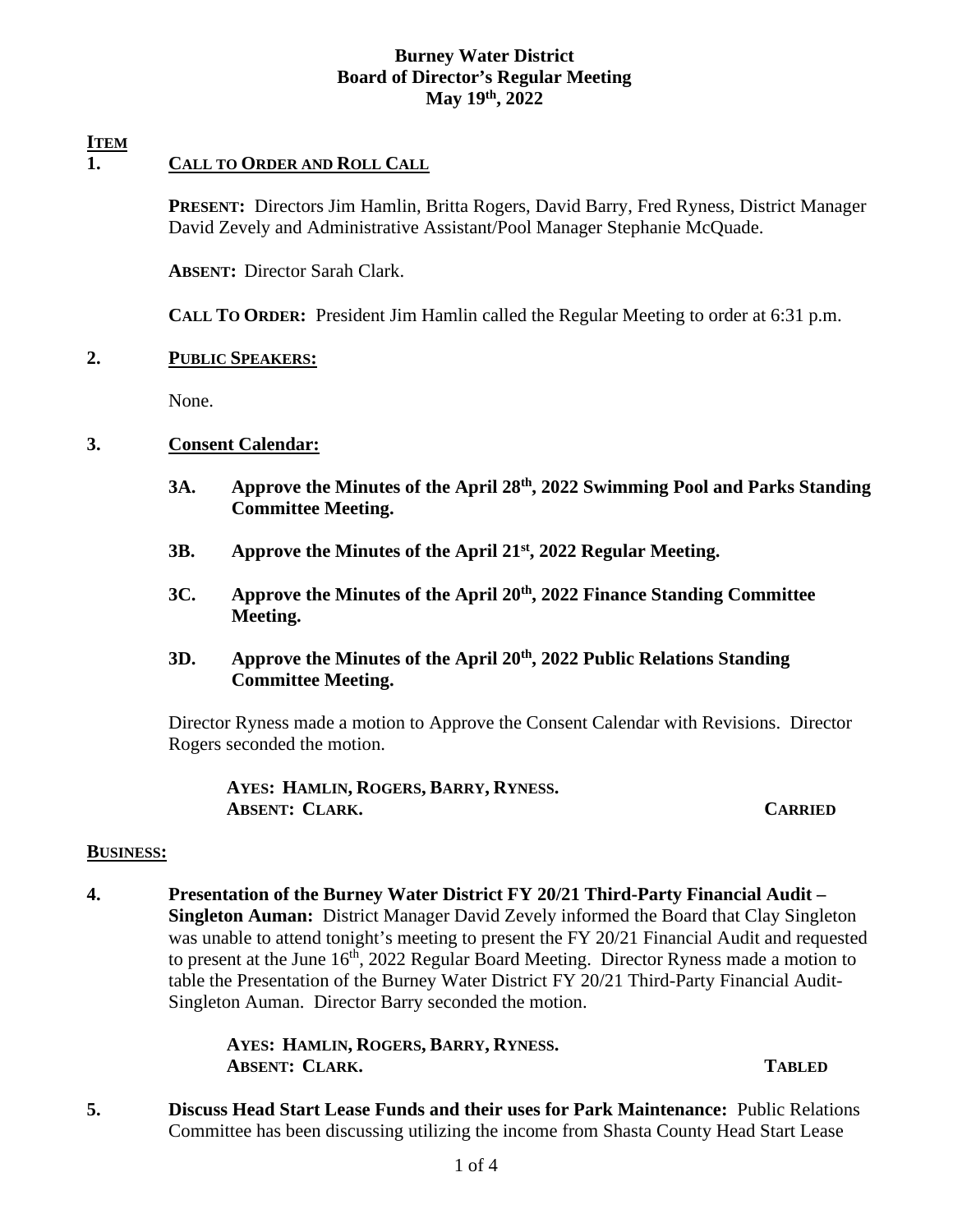**Burney Water District**
**Board of Director's Regular Meeting**
**May 19th, 2022**

**ITEM**

**1. CALL TO ORDER AND ROLL CALL**

**PRESENT:** Directors Jim Hamlin, Britta Rogers, David Barry, Fred Ryness, District Manager David Zevely and Administrative Assistant/Pool Manager Stephanie McQuade.

**ABSENT:** Director Sarah Clark.

**CALL TO ORDER:** President Jim Hamlin called the Regular Meeting to order at 6:31 p.m.

**2. PUBLIC SPEAKERS:**

None.

**3. Consent Calendar:**

- **3A. Approve the Minutes of the April 28th, 2022 Swimming Pool and Parks Standing Committee Meeting.**
- **3B. Approve the Minutes of the April 21st, 2022 Regular Meeting.**
- **3C. Approve the Minutes of the April 20th, 2022 Finance Standing Committee Meeting.**
- **3D. Approve the Minutes of the April 20th, 2022 Public Relations Standing Committee Meeting.**

Director Ryness made a motion to Approve the Consent Calendar with Revisions. Director Rogers seconded the motion.

**AYES: HAMLIN, ROGERS, BARRY, RYNESS.**
**ABSENT: CLARK.** **CARRIED**

**BUSINESS:**

**4. Presentation of the Burney Water District FY 20/21 Third-Party Financial Audit – Singleton Auman:** District Manager David Zevely informed the Board that Clay Singleton was unable to attend tonight's meeting to present the FY 20/21 Financial Audit and requested to present at the June 16th, 2022 Regular Board Meeting. Director Ryness made a motion to table the Presentation of the Burney Water District FY 20/21 Third-Party Financial Audit-Singleton Auman. Director Barry seconded the motion.

**AYES: HAMLIN, ROGERS, BARRY, RYNESS.**
**ABSENT: CLARK.** **TABLED**

**5. Discuss Head Start Lease Funds and their uses for Park Maintenance:** Public Relations Committee has been discussing utilizing the income from Shasta County Head Start Lease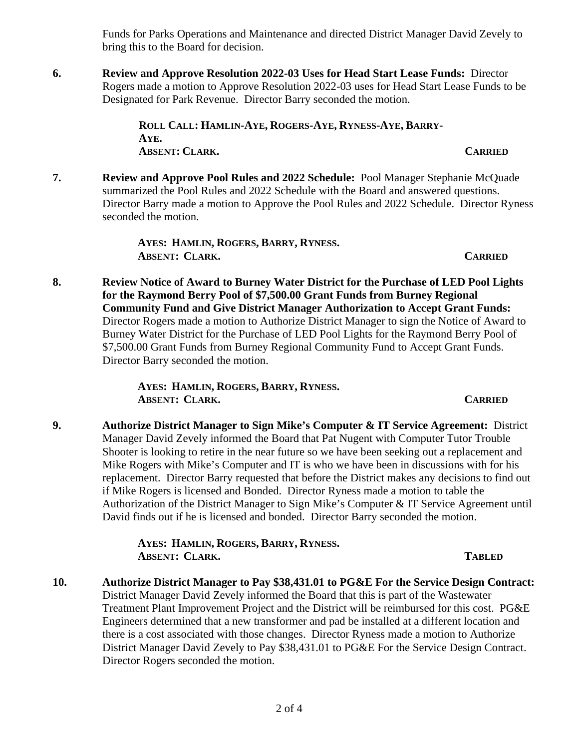Funds for Parks Operations and Maintenance and directed District Manager David Zevely to bring this to the Board for decision.

**6. Review and Approve Resolution 2022-03 Uses for Head Start Lease Funds:** Director Rogers made a motion to Approve Resolution 2022-03 uses for Head Start Lease Funds to be Designated for Park Revenue. Director Barry seconded the motion.

> **ROLL CALL: HAMLIN-AYE, ROGERS-AYE, RYNESS-AYE, BARRY-AYE.**
> **ABSENT: CLARK.** **CARRIED**

**7. Review and Approve Pool Rules and 2022 Schedule:** Pool Manager Stephanie McQuade summarized the Pool Rules and 2022 Schedule with the Board and answered questions. Director Barry made a motion to Approve the Pool Rules and 2022 Schedule. Director Ryness seconded the motion.

> **AYES: HAMLIN, ROGERS, BARRY, RYNESS.**
> **ABSENT: CLARK.** **CARRIED**

**8. Review Notice of Award to Burney Water District for the Purchase of LED Pool Lights for the Raymond Berry Pool of $7,500.00 Grant Funds from Burney Regional Community Fund and Give District Manager Authorization to Accept Grant Funds:** Director Rogers made a motion to Authorize District Manager to sign the Notice of Award to Burney Water District for the Purchase of LED Pool Lights for the Raymond Berry Pool of $7,500.00 Grant Funds from Burney Regional Community Fund to Accept Grant Funds. Director Barry seconded the motion.

> **AYES: HAMLIN, ROGERS, BARRY, RYNESS.**
> **ABSENT: CLARK.** **CARRIED**

**9. Authorize District Manager to Sign Mike's Computer & IT Service Agreement:** District Manager David Zevely informed the Board that Pat Nugent with Computer Tutor Trouble Shooter is looking to retire in the near future so we have been seeking out a replacement and Mike Rogers with Mike's Computer and IT is who we have been in discussions with for his replacement. Director Barry requested that before the District makes any decisions to find out if Mike Rogers is licensed and Bonded. Director Ryness made a motion to table the Authorization of the District Manager to Sign Mike's Computer & IT Service Agreement until David finds out if he is licensed and bonded. Director Barry seconded the motion.

> **AYES: HAMLIN, ROGERS, BARRY, RYNESS.**
> **ABSENT: CLARK.** **TABLED**

**10. Authorize District Manager to Pay $38,431.01 to PG&E For the Service Design Contract:** District Manager David Zevely informed the Board that this is part of the Wastewater Treatment Plant Improvement Project and the District will be reimbursed for this cost. PG&E Engineers determined that a new transformer and pad be installed at a different location and there is a cost associated with those changes. Director Ryness made a motion to Authorize District Manager David Zevely to Pay $38,431.01 to PG&E For the Service Design Contract. Director Rogers seconded the motion.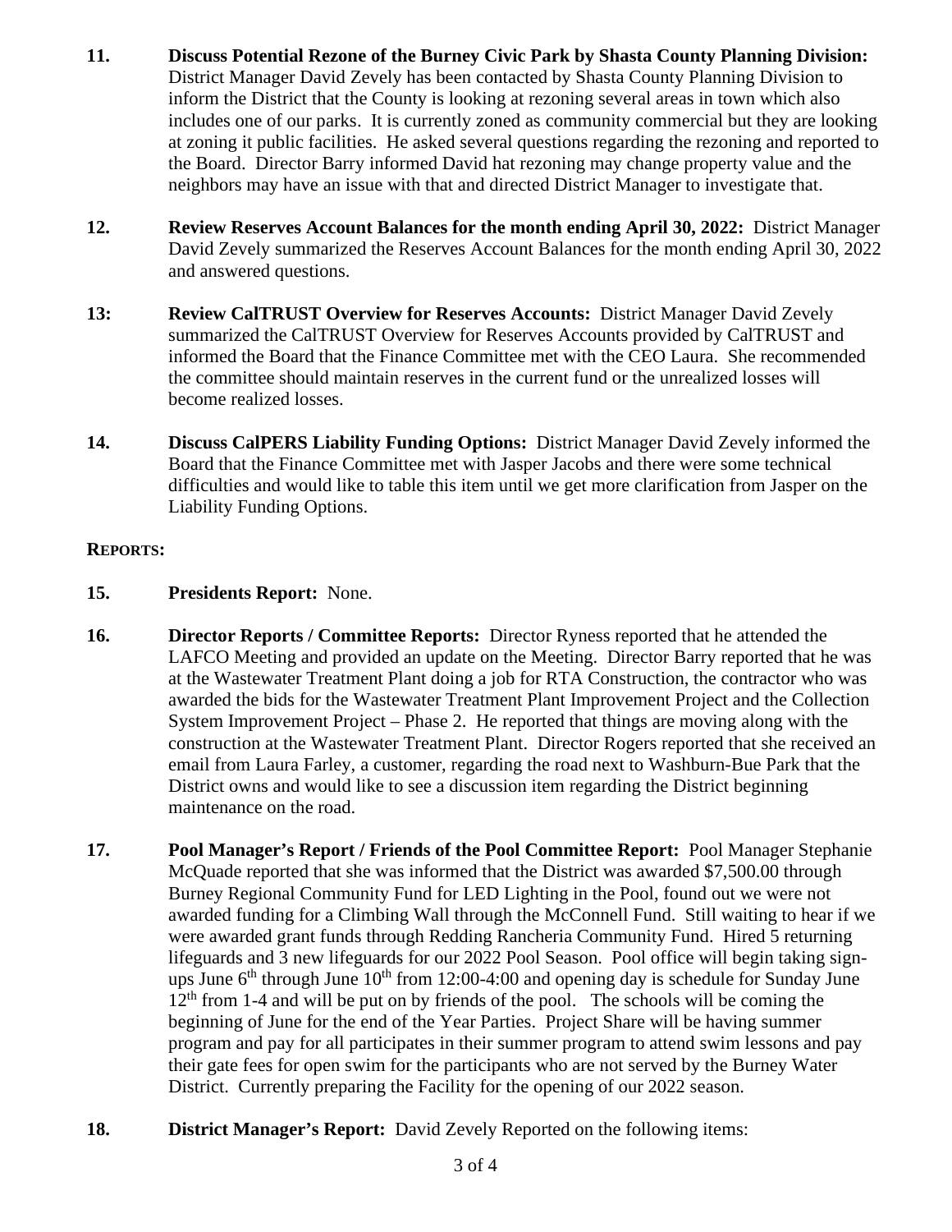**11. Discuss Potential Rezone of the Burney Civic Park by Shasta County Planning Division:** District Manager David Zevely has been contacted by Shasta County Planning Division to inform the District that the County is looking at rezoning several areas in town which also includes one of our parks. It is currently zoned as community commercial but they are looking at zoning it public facilities. He asked several questions regarding the rezoning and reported to the Board. Director Barry informed David hat rezoning may change property value and the neighbors may have an issue with that and directed District Manager to investigate that.

**12. Review Reserves Account Balances for the month ending April 30, 2022:** District Manager David Zevely summarized the Reserves Account Balances for the month ending April 30, 2022 and answered questions.

**13: Review CalTRUST Overview for Reserves Accounts:** District Manager David Zevely summarized the CalTRUST Overview for Reserves Accounts provided by CalTRUST and informed the Board that the Finance Committee met with the CEO Laura. She recommended the committee should maintain reserves in the current fund or the unrealized losses will become realized losses.

**14. Discuss CalPERS Liability Funding Options:** District Manager David Zevely informed the Board that the Finance Committee met with Jasper Jacobs and there were some technical difficulties and would like to table this item until we get more clarification from Jasper on the Liability Funding Options.

**REPORTS:**

**15. Presidents Report:** None.

**16. Director Reports / Committee Reports:** Director Ryness reported that he attended the LAFCO Meeting and provided an update on the Meeting. Director Barry reported that he was at the Wastewater Treatment Plant doing a job for RTA Construction, the contractor who was awarded the bids for the Wastewater Treatment Plant Improvement Project and the Collection System Improvement Project – Phase 2. He reported that things are moving along with the construction at the Wastewater Treatment Plant. Director Rogers reported that she received an email from Laura Farley, a customer, regarding the road next to Washburn-Bue Park that the District owns and would like to see a discussion item regarding the District beginning maintenance on the road.

**17. Pool Manager's Report / Friends of the Pool Committee Report:** Pool Manager Stephanie McQuade reported that she was informed that the District was awarded $7,500.00 through Burney Regional Community Fund for LED Lighting in the Pool, found out we were not awarded funding for a Climbing Wall through the McConnell Fund. Still waiting to hear if we were awarded grant funds through Redding Rancheria Community Fund. Hired 5 returning lifeguards and 3 new lifeguards for our 2022 Pool Season. Pool office will begin taking sign-ups June 6th through June 10th from 12:00-4:00 and opening day is schedule for Sunday June 12th from 1-4 and will be put on by friends of the pool. The schools will be coming the beginning of June for the end of the Year Parties. Project Share will be having summer program and pay for all participates in their summer program to attend swim lessons and pay their gate fees for open swim for the participants who are not served by the Burney Water District. Currently preparing the Facility for the opening of our 2022 season.

**18. District Manager's Report:** David Zevely Reported on the following items: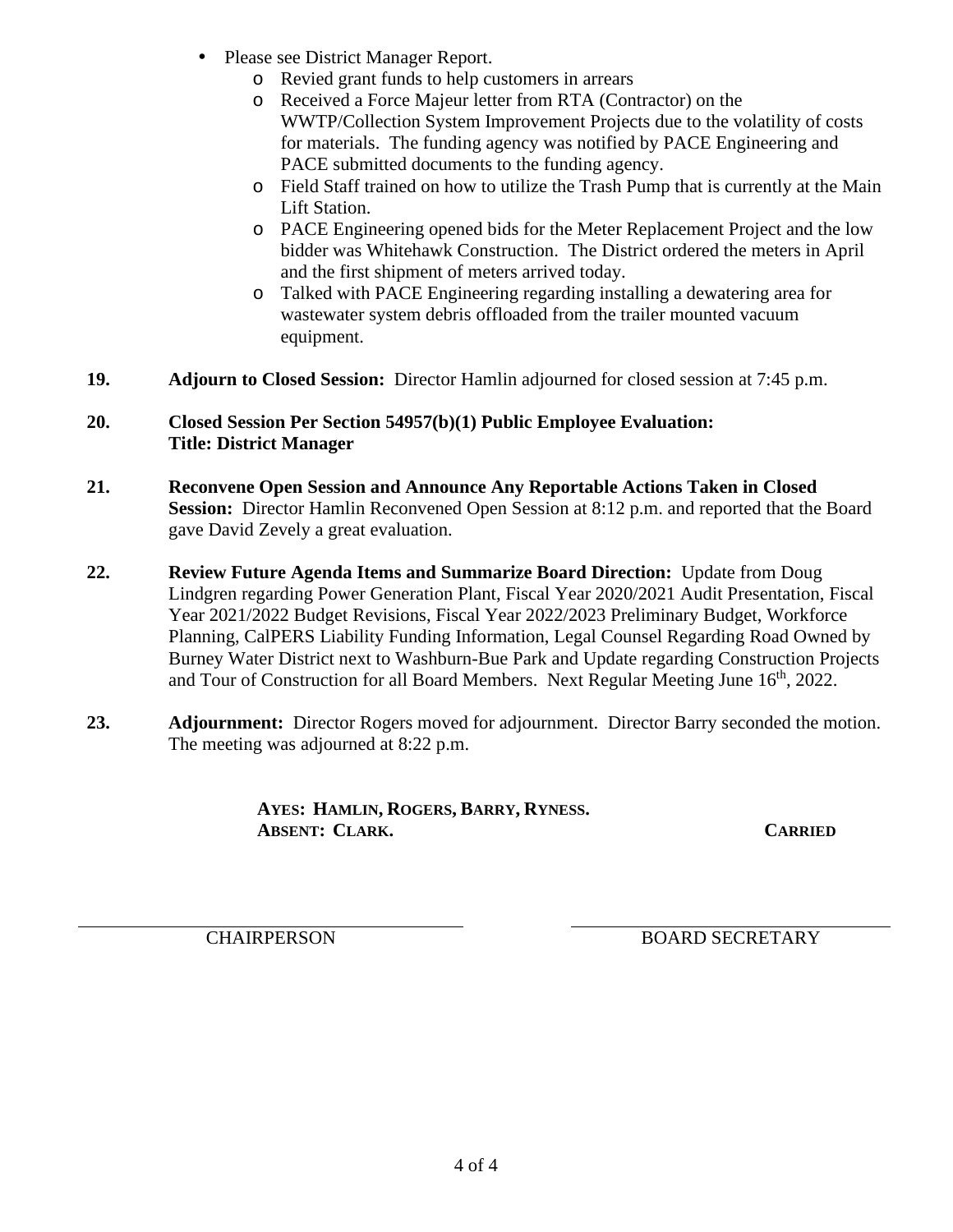- Please see District Manager Report.
  - Revied grant funds to help customers in arrears
  - Received a Force Majeur letter from RTA (Contractor) on the WWTP/Collection System Improvement Projects due to the volatility of costs for materials. The funding agency was notified by PACE Engineering and PACE submitted documents to the funding agency.
  - Field Staff trained on how to utilize the Trash Pump that is currently at the Main Lift Station.
  - PACE Engineering opened bids for the Meter Replacement Project and the low bidder was Whitehawk Construction. The District ordered the meters in April and the first shipment of meters arrived today.
  - Talked with PACE Engineering regarding installing a dewatering area for wastewater system debris offloaded from the trailer mounted vacuum equipment.

**19. Adjourn to Closed Session:** Director Hamlin adjourned for closed session at 7:45 p.m.

**20. Closed Session Per Section 54957(b)(1) Public Employee Evaluation: Title: District Manager**

**21. Reconvene Open Session and Announce Any Reportable Actions Taken in Closed Session:** Director Hamlin Reconvened Open Session at 8:12 p.m. and reported that the Board gave David Zevely a great evaluation.

**22. Review Future Agenda Items and Summarize Board Direction:** Update from Doug Lindgren regarding Power Generation Plant, Fiscal Year 2020/2021 Audit Presentation, Fiscal Year 2021/2022 Budget Revisions, Fiscal Year 2022/2023 Preliminary Budget, Workforce Planning, CalPERS Liability Funding Information, Legal Counsel Regarding Road Owned by Burney Water District next to Washburn-Bue Park and Update regarding Construction Projects and Tour of Construction for all Board Members. Next Regular Meeting June 16th, 2022.

**23. Adjournment:** Director Rogers moved for adjournment. Director Barry seconded the motion. The meeting was adjourned at 8:22 p.m.

**AYES: HAMLIN, ROGERS, BARRY, RYNESS.**
**ABSENT: CLARK.** **CARRIED**

CHAIRPERSON

BOARD SECRETARY